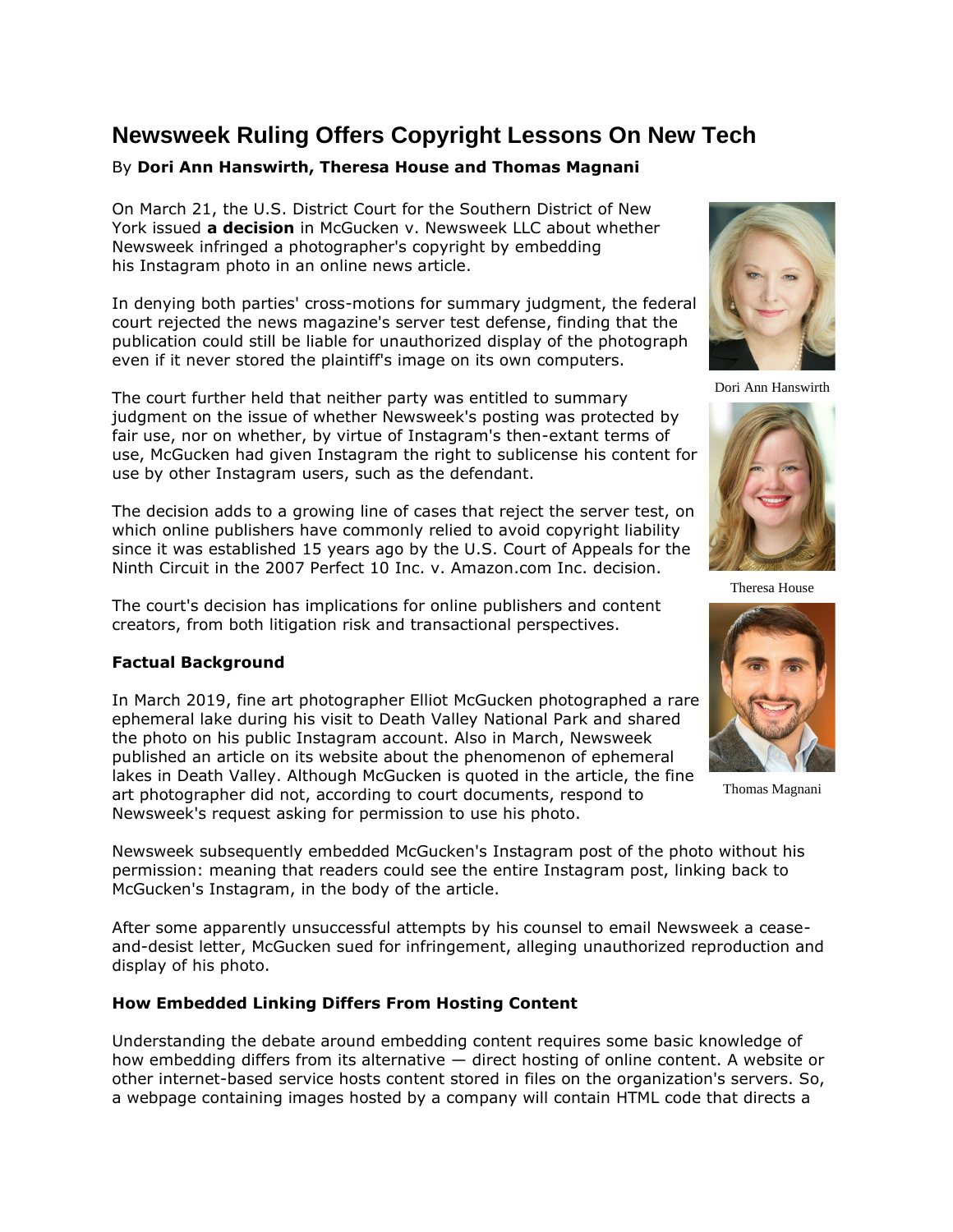# Newsweek Ruling Offers Copyright Lessons On New Tech

By **Dori Ann Hanswirth, Theresa House and Thomas Magnani**

On March 21, the U.S. District Court for the Southern District of New York issued **a decision** in McGucken v. Newsweek LLC about whether Newsweek infringed a photographer's copyright by embedding his Instagram photo in an online news article.

In denying both parties' cross-motions for summary judgment, the federal court rejected the news magazine's server test defense, finding that the publication could still be liable for unauthorized display of the photograph even if it never stored the plaintiff's image on its own computers.

The court further held that neither party was entitled to summary judgment on the issue of whether Newsweek's posting was protected by fair use, nor on whether, by virtue of Instagram's then-extant terms of use, McGucken had given Instagram the right to sublicense his content for use by other Instagram users, such as the defendant.

The decision adds to a growing line of cases that reject the server test, on which online publishers have commonly relied to avoid copyright liability since it was established 15 years ago by the U.S. Court of Appeals for the Ninth Circuit in the 2007 Perfect 10 Inc. v. Amazon.com Inc. decision.

The court's decision has implications for online publishers and content creators, from both litigation risk and transactional perspectives.

Dori Ann Hanswirth

Theresa House

Thomas Magnani

**Factual Background**

In March 2019, fine art photographer Elliot McGucken photographed a rare ephemeral lake during his visit to Death Valley National Park and shared the photo on his public Instagram account. Also in March, Newsweek published an article on its website about the phenomenon of ephemeral lakes in Death Valley. Although McGucken is quoted in the article, the fine art photographer did not, according to court documents, respond to Newsweek's request asking for permission to use his photo.

Newsweek subsequently embedded McGucken's Instagram post of the photo without his permission: meaning that readers could see the entire Instagram post, linking back to McGucken's Instagram, in the body of the article.

After some apparently unsuccessful attempts by his counsel to email Newsweek a cease-and-desist letter, McGucken sued for infringement, alleging unauthorized reproduction and display of his photo.

**How Embedded Linking Differs From Hosting Content**

Understanding the debate around embedding content requires some basic knowledge of how embedding differs from its alternative — direct hosting of online content. A website or other internet-based service hosts content stored in files on the organization's servers. So, a webpage containing images hosted by a company will contain HTML code that directs a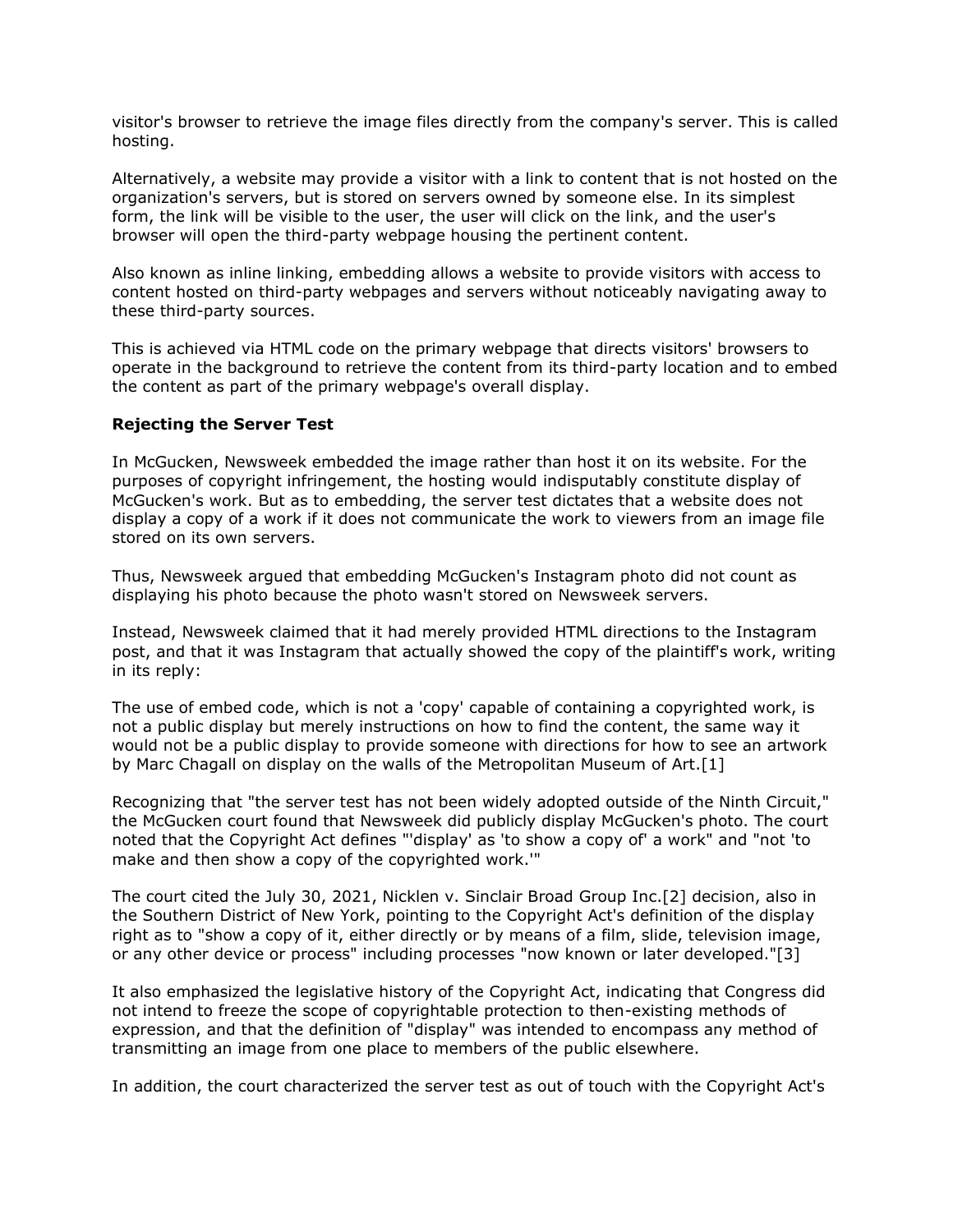visitor's browser to retrieve the image files directly from the company's server. This is called hosting.

Alternatively, a website may provide a visitor with a link to content that is not hosted on the organization's servers, but is stored on servers owned by someone else. In its simplest form, the link will be visible to the user, the user will click on the link, and the user's browser will open the third-party webpage housing the pertinent content.

Also known as inline linking, embedding allows a website to provide visitors with access to content hosted on third-party webpages and servers without noticeably navigating away to these third-party sources.

This is achieved via HTML code on the primary webpage that directs visitors' browsers to operate in the background to retrieve the content from its third-party location and to embed the content as part of the primary webpage's overall display.

**Rejecting the Server Test**

In McGucken, Newsweek embedded the image rather than host it on its website. For the purposes of copyright infringement, the hosting would indisputably constitute display of McGucken's work. But as to embedding, the server test dictates that a website does not display a copy of a work if it does not communicate the work to viewers from an image file stored on its own servers.

Thus, Newsweek argued that embedding McGucken's Instagram photo did not count as displaying his photo because the photo wasn't stored on Newsweek servers.

Instead, Newsweek claimed that it had merely provided HTML directions to the Instagram post, and that it was Instagram that actually showed the copy of the plaintiff's work, writing in its reply:

The use of embed code, which is not a 'copy' capable of containing a copyrighted work, is not a public display but merely instructions on how to find the content, the same way it would not be a public display to provide someone with directions for how to see an artwork by Marc Chagall on display on the walls of the Metropolitan Museum of Art.[1]

Recognizing that "the server test has not been widely adopted outside of the Ninth Circuit," the McGucken court found that Newsweek did publicly display McGucken's photo. The court noted that the Copyright Act defines "'display' as 'to show a copy of' a work" and "not 'to make and then show a copy of the copyrighted work.'"

The court cited the July 30, 2021, Nicklen v. Sinclair Broad Group Inc.[2] decision, also in the Southern District of New York, pointing to the Copyright Act's definition of the display right as to "show a copy of it, either directly or by means of a film, slide, television image, or any other device or process" including processes "now known or later developed."[3]

It also emphasized the legislative history of the Copyright Act, indicating that Congress did not intend to freeze the scope of copyrightable protection to then-existing methods of expression, and that the definition of "display" was intended to encompass any method of transmitting an image from one place to members of the public elsewhere.

In addition, the court characterized the server test as out of touch with the Copyright Act's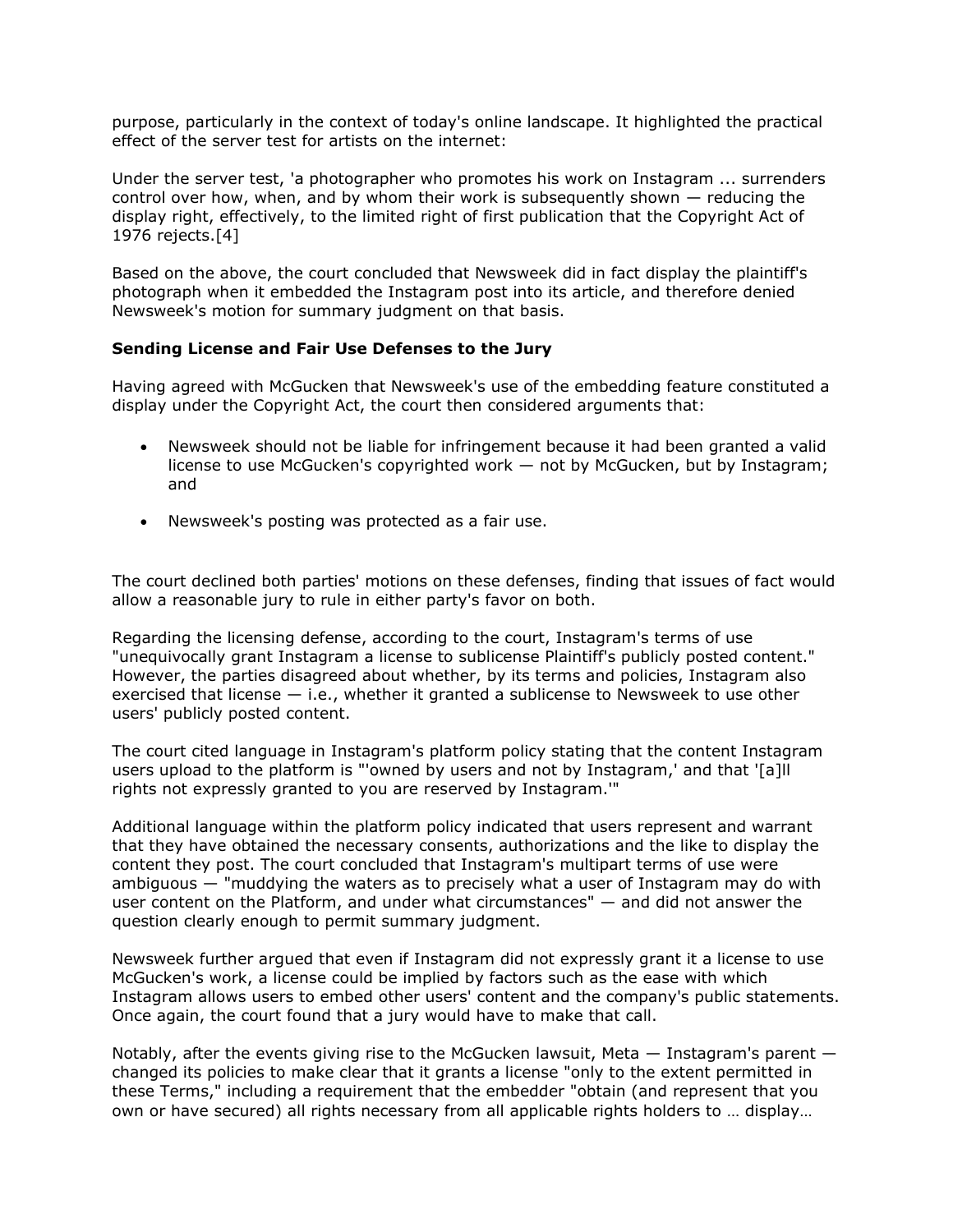purpose, particularly in the context of today's online landscape. It highlighted the practical effect of the server test for artists on the internet:

Under the server test, 'a photographer who promotes his work on Instagram ... surrenders control over how, when, and by whom their work is subsequently shown — reducing the display right, effectively, to the limited right of first publication that the Copyright Act of 1976 rejects.[4]

Based on the above, the court concluded that Newsweek did in fact display the plaintiff's photograph when it embedded the Instagram post into its article, and therefore denied Newsweek's motion for summary judgment on that basis.

**Sending License and Fair Use Defenses to the Jury**

Having agreed with McGucken that Newsweek's use of the embedding feature constituted a display under the Copyright Act, the court then considered arguments that:

- Newsweek should not be liable for infringement because it had been granted a valid license to use McGucken's copyrighted work — not by McGucken, but by Instagram; and
- Newsweek's posting was protected as a fair use.

The court declined both parties' motions on these defenses, finding that issues of fact would allow a reasonable jury to rule in either party's favor on both.

Regarding the licensing defense, according to the court, Instagram's terms of use "unequivocally grant Instagram a license to sublicense Plaintiff's publicly posted content." However, the parties disagreed about whether, by its terms and policies, Instagram also exercised that license — i.e., whether it granted a sublicense to Newsweek to use other users' publicly posted content.

The court cited language in Instagram's platform policy stating that the content Instagram users upload to the platform is "'owned by users and not by Instagram,' and that '[a]ll rights not expressly granted to you are reserved by Instagram.'"

Additional language within the platform policy indicated that users represent and warrant that they have obtained the necessary consents, authorizations and the like to display the content they post. The court concluded that Instagram's multipart terms of use were ambiguous — "muddying the waters as to precisely what a user of Instagram may do with user content on the Platform, and under what circumstances" — and did not answer the question clearly enough to permit summary judgment.

Newsweek further argued that even if Instagram did not expressly grant it a license to use McGucken's work, a license could be implied by factors such as the ease with which Instagram allows users to embed other users' content and the company's public statements. Once again, the court found that a jury would have to make that call.

Notably, after the events giving rise to the McGucken lawsuit, Meta — Instagram's parent — changed its policies to make clear that it grants a license "only to the extent permitted in these Terms," including a requirement that the embedder "obtain (and represent that you own or have secured) all rights necessary from all applicable rights holders to … display…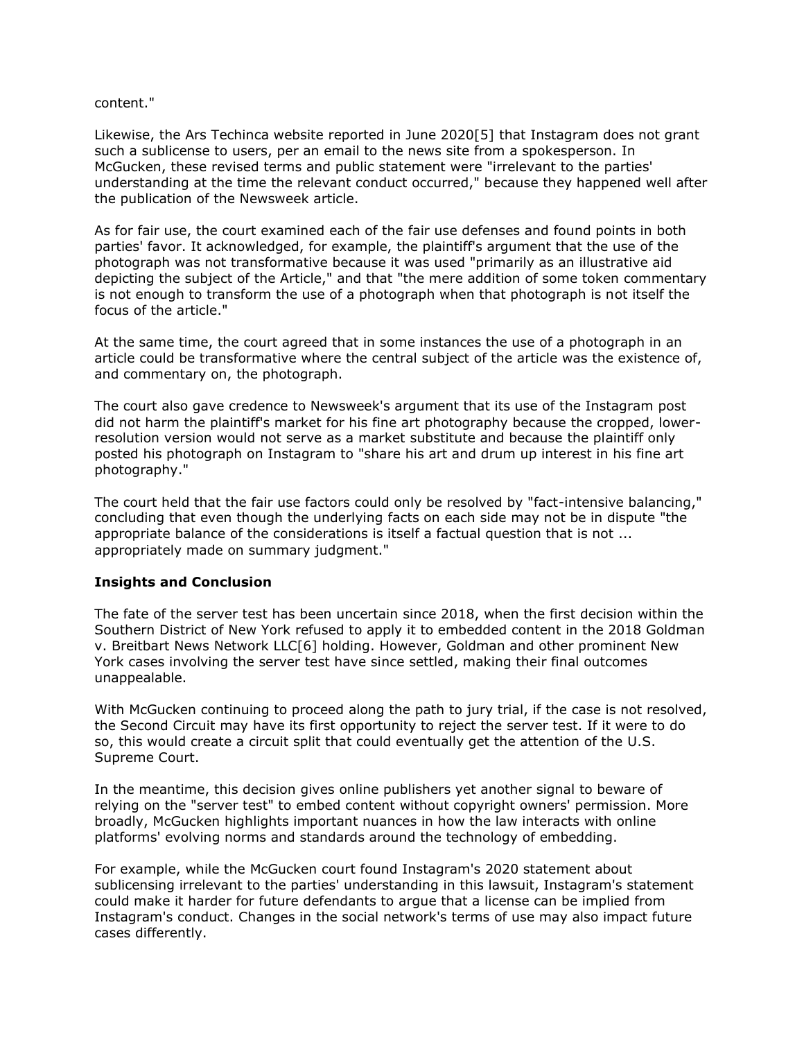content."

Likewise, the Ars Techinca website reported in June 2020[5] that Instagram does not grant such a sublicense to users, per an email to the news site from a spokesperson. In McGucken, these revised terms and public statement were "irrelevant to the parties' understanding at the time the relevant conduct occurred," because they happened well after the publication of the Newsweek article.

As for fair use, the court examined each of the fair use defenses and found points in both parties' favor. It acknowledged, for example, the plaintiff's argument that the use of the photograph was not transformative because it was used "primarily as an illustrative aid depicting the subject of the Article," and that "the mere addition of some token commentary is not enough to transform the use of a photograph when that photograph is not itself the focus of the article."

At the same time, the court agreed that in some instances the use of a photograph in an article could be transformative where the central subject of the article was the existence of, and commentary on, the photograph.

The court also gave credence to Newsweek's argument that its use of the Instagram post did not harm the plaintiff's market for his fine art photography because the cropped, lower-resolution version would not serve as a market substitute and because the plaintiff only posted his photograph on Instagram to "share his art and drum up interest in his fine art photography."

The court held that the fair use factors could only be resolved by "fact-intensive balancing," concluding that even though the underlying facts on each side may not be in dispute "the appropriate balance of the considerations is itself a factual question that is not ... appropriately made on summary judgment."

**Insights and Conclusion**

The fate of the server test has been uncertain since 2018, when the first decision within the Southern District of New York refused to apply it to embedded content in the 2018 Goldman v. Breitbart News Network LLC[6] holding. However, Goldman and other prominent New York cases involving the server test have since settled, making their final outcomes unappealable.

With McGucken continuing to proceed along the path to jury trial, if the case is not resolved, the Second Circuit may have its first opportunity to reject the server test. If it were to do so, this would create a circuit split that could eventually get the attention of the U.S. Supreme Court.

In the meantime, this decision gives online publishers yet another signal to beware of relying on the "server test" to embed content without copyright owners' permission. More broadly, McGucken highlights important nuances in how the law interacts with online platforms' evolving norms and standards around the technology of embedding.

For example, while the McGucken court found Instagram's 2020 statement about sublicensing irrelevant to the parties' understanding in this lawsuit, Instagram's statement could make it harder for future defendants to argue that a license can be implied from Instagram's conduct. Changes in the social network's terms of use may also impact future cases differently.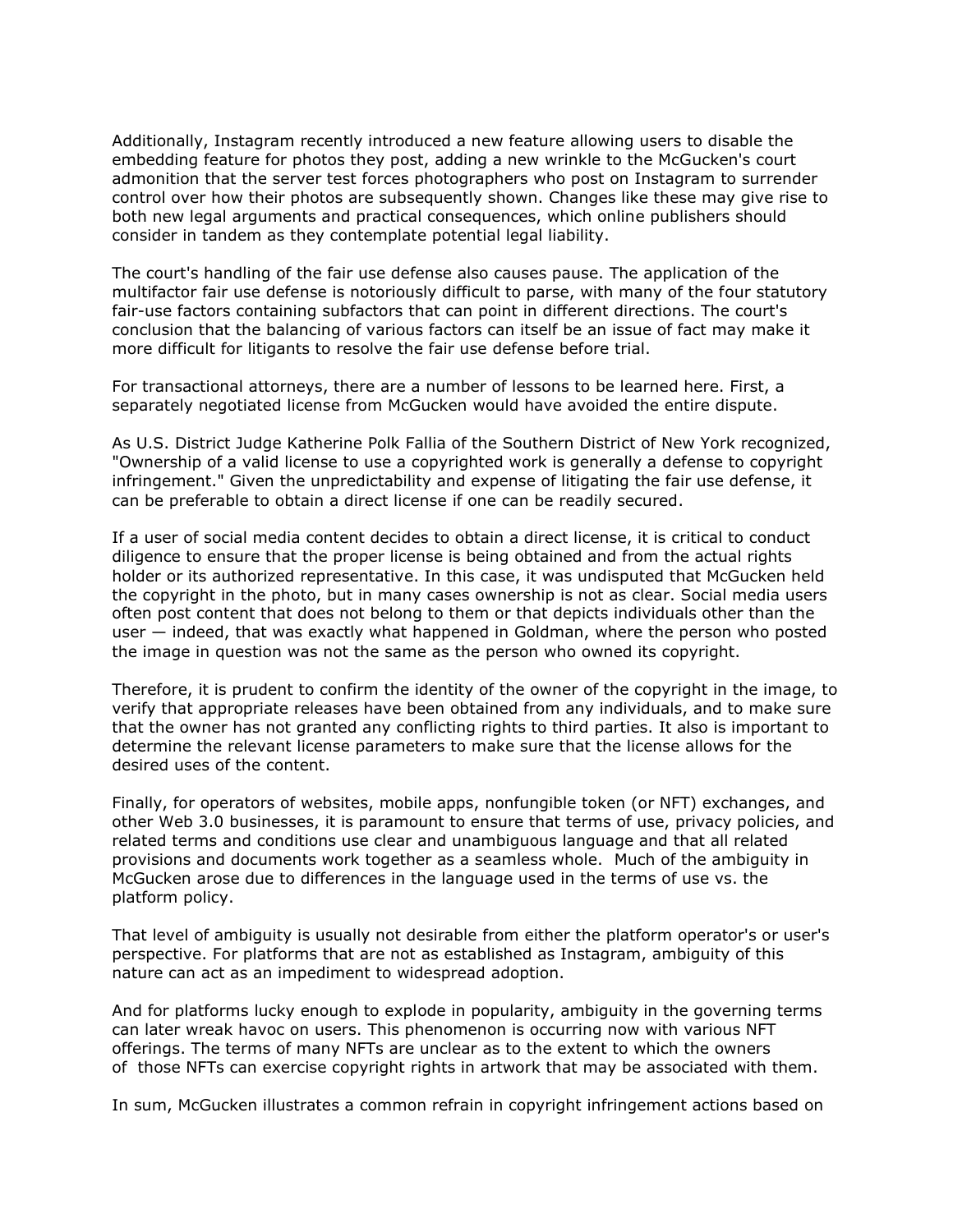Additionally, Instagram recently introduced a new feature allowing users to disable the embedding feature for photos they post, adding a new wrinkle to the McGucken's court admonition that the server test forces photographers who post on Instagram to surrender control over how their photos are subsequently shown. Changes like these may give rise to both new legal arguments and practical consequences, which online publishers should consider in tandem as they contemplate potential legal liability.

The court's handling of the fair use defense also causes pause. The application of the multifactor fair use defense is notoriously difficult to parse, with many of the four statutory fair-use factors containing subfactors that can point in different directions. The court's conclusion that the balancing of various factors can itself be an issue of fact may make it more difficult for litigants to resolve the fair use defense before trial.

For transactional attorneys, there are a number of lessons to be learned here. First, a separately negotiated license from McGucken would have avoided the entire dispute.

As U.S. District Judge Katherine Polk Fallia of the Southern District of New York recognized, "Ownership of a valid license to use a copyrighted work is generally a defense to copyright infringement." Given the unpredictability and expense of litigating the fair use defense, it can be preferable to obtain a direct license if one can be readily secured.

If a user of social media content decides to obtain a direct license, it is critical to conduct diligence to ensure that the proper license is being obtained and from the actual rights holder or its authorized representative. In this case, it was undisputed that McGucken held the copyright in the photo, but in many cases ownership is not as clear. Social media users often post content that does not belong to them or that depicts individuals other than the user — indeed, that was exactly what happened in Goldman, where the person who posted the image in question was not the same as the person who owned its copyright.

Therefore, it is prudent to confirm the identity of the owner of the copyright in the image, to verify that appropriate releases have been obtained from any individuals, and to make sure that the owner has not granted any conflicting rights to third parties. It also is important to determine the relevant license parameters to make sure that the license allows for the desired uses of the content.

Finally, for operators of websites, mobile apps, nonfungible token (or NFT) exchanges, and other Web 3.0 businesses, it is paramount to ensure that terms of use, privacy policies, and related terms and conditions use clear and unambiguous language and that all related provisions and documents work together as a seamless whole. Much of the ambiguity in McGucken arose due to differences in the language used in the terms of use vs. the platform policy.

That level of ambiguity is usually not desirable from either the platform operator's or user's perspective. For platforms that are not as established as Instagram, ambiguity of this nature can act as an impediment to widespread adoption.

And for platforms lucky enough to explode in popularity, ambiguity in the governing terms can later wreak havoc on users. This phenomenon is occurring now with various NFT offerings. The terms of many NFTs are unclear as to the extent to which the owners of those NFTs can exercise copyright rights in artwork that may be associated with them.

In sum, McGucken illustrates a common refrain in copyright infringement actions based on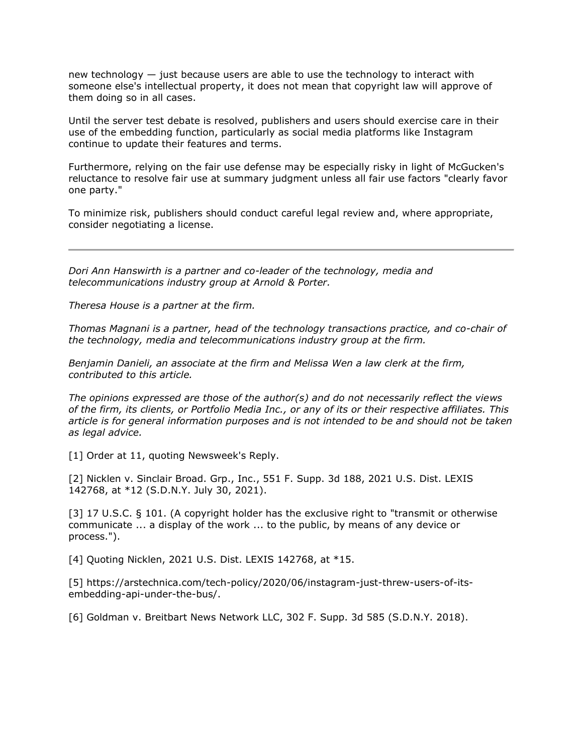new technology — just because users are able to use the technology to interact with someone else's intellectual property, it does not mean that copyright law will approve of them doing so in all cases.

Until the server test debate is resolved, publishers and users should exercise care in their use of the embedding function, particularly as social media platforms like Instagram continue to update their features and terms.

Furthermore, relying on the fair use defense may be especially risky in light of McGucken's reluctance to resolve fair use at summary judgment unless all fair use factors "clearly favor one party."

To minimize risk, publishers should conduct careful legal review and, where appropriate, consider negotiating a license.

---

*Dori Ann Hanswirth is a partner and co-leader of the technology, media and telecommunications industry group at Arnold & Porter.*

*Theresa House is a partner at the firm.*

*Thomas Magnani is a partner, head of the technology transactions practice, and co-chair of the technology, media and telecommunications industry group at the firm.*

*Benjamin Danieli, an associate at the firm and Melissa Wen a law clerk at the firm, contributed to this article.*

*The opinions expressed are those of the author(s) and do not necessarily reflect the views of the firm, its clients, or Portfolio Media Inc., or any of its or their respective affiliates. This article is for general information purposes and is not intended to be and should not be taken as legal advice.*

[1] Order at 11, quoting Newsweek's Reply.

[2] Nicklen v. Sinclair Broad. Grp., Inc., 551 F. Supp. 3d 188, 2021 U.S. Dist. LEXIS 142768, at *12 (S.D.N.Y. July 30, 2021).

[3] 17 U.S.C. § 101. (A copyright holder has the exclusive right to "transmit or otherwise communicate ... a display of the work ... to the public, by means of any device or process.").

[4] Quoting Nicklen, 2021 U.S. Dist. LEXIS 142768, at *15.

[5] https://arstechnica.com/tech-policy/2020/06/instagram-just-threw-users-of-its-embedding-api-under-the-bus/.

[6] Goldman v. Breitbart News Network LLC, 302 F. Supp. 3d 585 (S.D.N.Y. 2018).